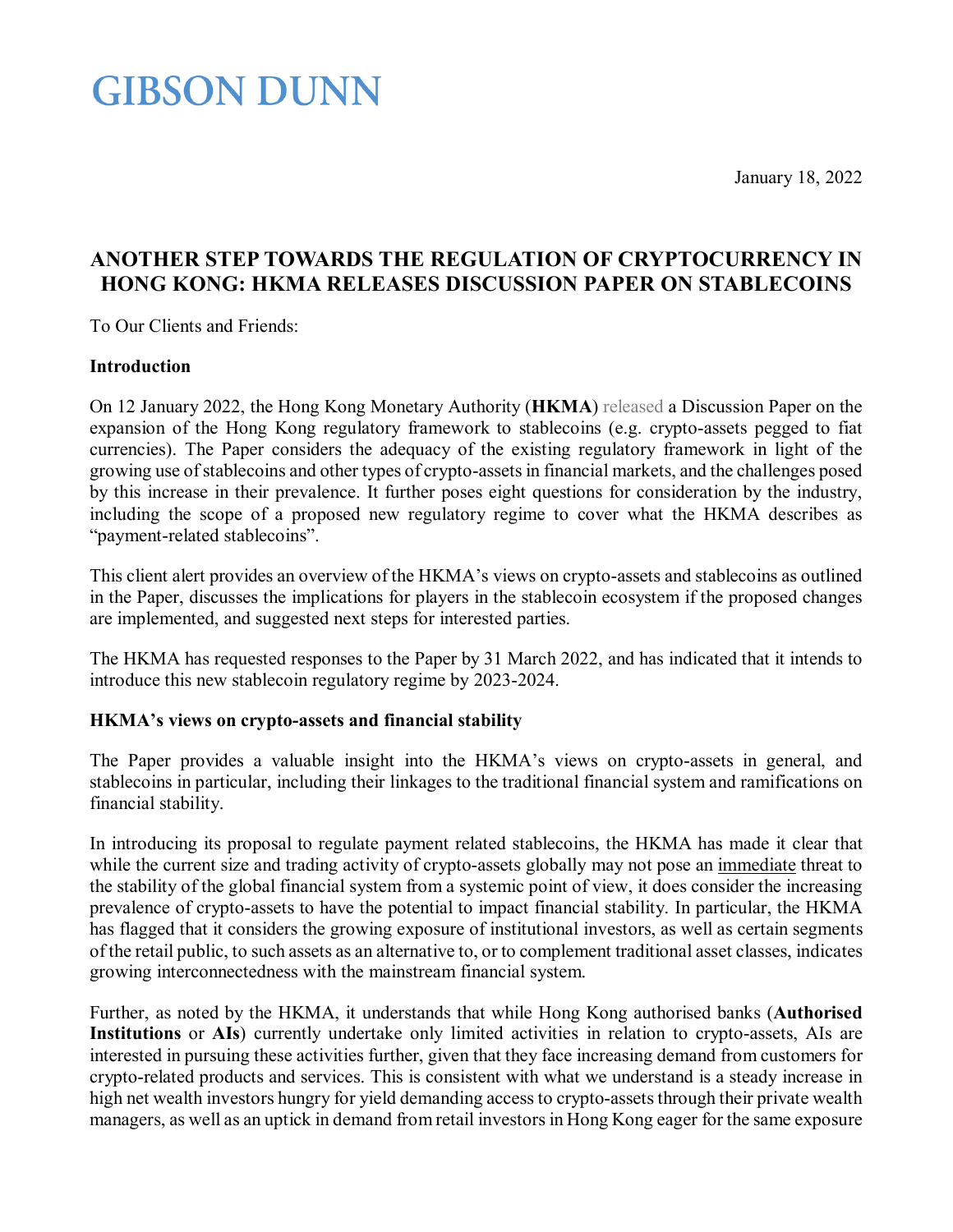# GIBSON DUNN

January 18, 2022

## ANOTHER STEP TOWARDS THE REGULATION OF CRYPTOCURRENCY IN HONG KONG: HKMA RELEASES DISCUSSION PAPER ON STABLECOINS

To Our Clients and Friends:

### Introduction

On 12 January 2022, the Hong Kong Monetary Authority (**HKMA**) released a Discussion Paper on the expansion of the Hong Kong regulatory framework to stablecoins (e.g. crypto-assets pegged to fiat currencies). The Paper considers the adequacy of the existing regulatory framework in light of the growing use of stablecoins and other types of crypto-assets in financial markets, and the challenges posed by this increase in their prevalence. It further poses eight questions for consideration by the industry, including the scope of a proposed new regulatory regime to cover what the HKMA describes as "payment-related stablecoins".

This client alert provides an overview of the HKMA's views on crypto-assets and stablecoins as outlined in the Paper, discusses the implications for players in the stablecoin ecosystem if the proposed changes are implemented, and suggested next steps for interested parties.

The HKMA has requested responses to the Paper by 31 March 2022, and has indicated that it intends to introduce this new stablecoin regulatory regime by 2023-2024.

### HKMA's views on crypto-assets and financial stability

The Paper provides a valuable insight into the HKMA's views on crypto-assets in general, and stablecoins in particular, including their linkages to the traditional financial system and ramifications on financial stability.

In introducing its proposal to regulate payment related stablecoins, the HKMA has made it clear that while the current size and trading activity of crypto-assets globally may not pose an immediate threat to the stability of the global financial system from a systemic point of view, it does consider the increasing prevalence of crypto-assets to have the potential to impact financial stability. In particular, the HKMA has flagged that it considers the growing exposure of institutional investors, as well as certain segments of the retail public, to such assets as an alternative to, or to complement traditional asset classes, indicates growing interconnectedness with the mainstream financial system.

Further, as noted by the HKMA, it understands that while Hong Kong authorised banks (**Authorised Institutions** or **AIs**) currently undertake only limited activities in relation to crypto-assets, AIs are interested in pursuing these activities further, given that they face increasing demand from customers for crypto-related products and services. This is consistent with what we understand is a steady increase in high net wealth investors hungry for yield demanding access to crypto-assets through their private wealth managers, as well as an uptick in demand from retail investors in Hong Kong eager for the same exposure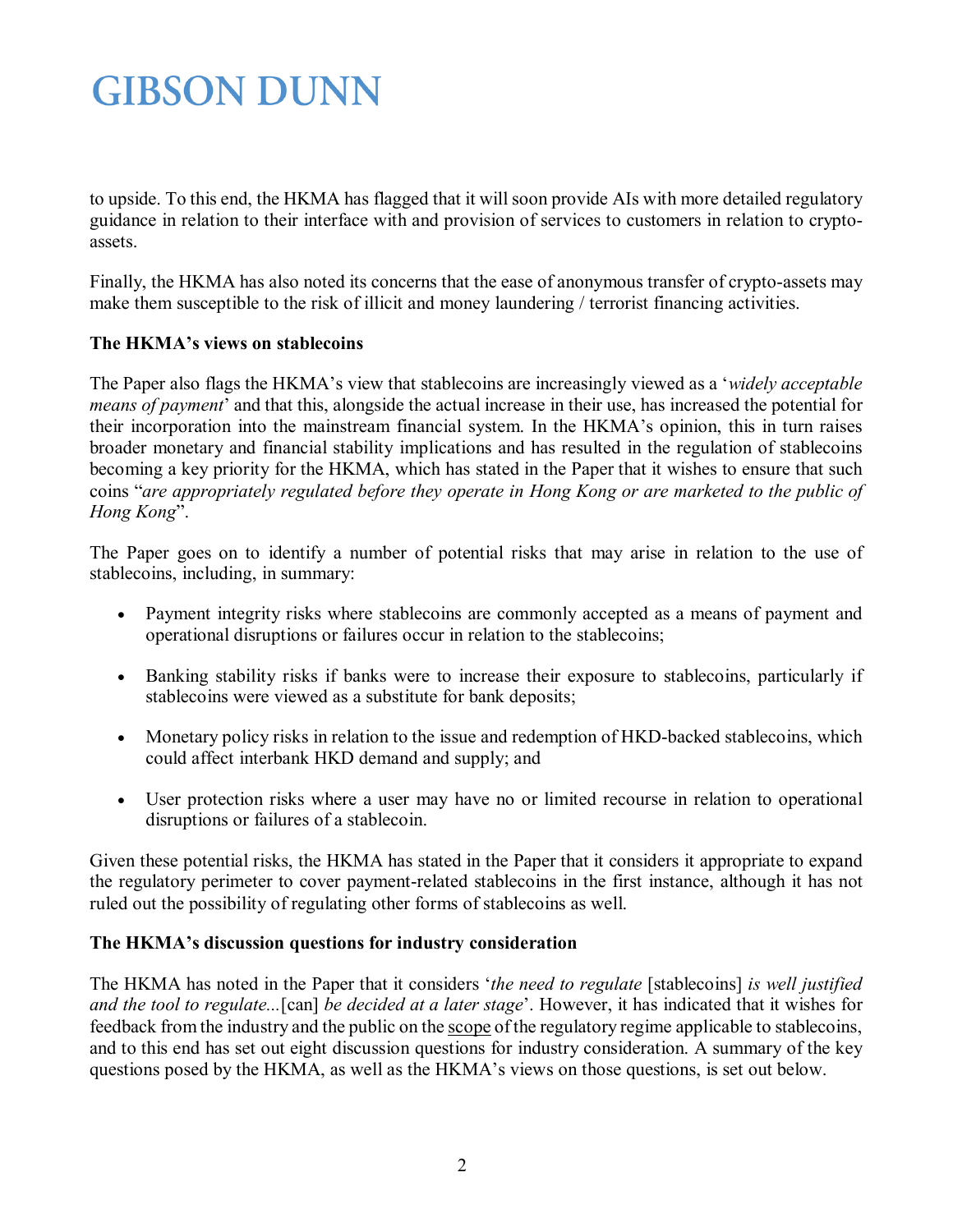to upside. To this end, the HKMA has flagged that it will soon provide AIs with more detailed regulatory guidance in relation to their interface with and provision of services to customers in relation to crypto-assets.

Finally, the HKMA has also noted its concerns that the ease of anonymous transfer of crypto-assets may make them susceptible to the risk of illicit and money laundering / terrorist financing activities.

**The HKMA's views on stablecoins**

The Paper also flags the HKMA's view that stablecoins are increasingly viewed as a '*widely acceptable means of payment*' and that this, alongside the actual increase in their use, has increased the potential for their incorporation into the mainstream financial system. In the HKMA's opinion, this in turn raises broader monetary and financial stability implications and has resulted in the regulation of stablecoins becoming a key priority for the HKMA, which has stated in the Paper that it wishes to ensure that such coins "*are appropriately regulated before they operate in Hong Kong or are marketed to the public of Hong Kong*".

The Paper goes on to identify a number of potential risks that may arise in relation to the use of stablecoins, including, in summary:

- Payment integrity risks where stablecoins are commonly accepted as a means of payment and operational disruptions or failures occur in relation to the stablecoins;
- Banking stability risks if banks were to increase their exposure to stablecoins, particularly if stablecoins were viewed as a substitute for bank deposits;
- Monetary policy risks in relation to the issue and redemption of HKD-backed stablecoins, which could affect interbank HKD demand and supply; and
- User protection risks where a user may have no or limited recourse in relation to operational disruptions or failures of a stablecoin.

Given these potential risks, the HKMA has stated in the Paper that it considers it appropriate to expand the regulatory perimeter to cover payment-related stablecoins in the first instance, although it has not ruled out the possibility of regulating other forms of stablecoins as well.

**The HKMA's discussion questions for industry consideration**

The HKMA has noted in the Paper that it considers '*the need to regulate* [stablecoins] *is well justified and the tool to regulate...*[can] *be decided at a later stage*'. However, it has indicated that it wishes for feedback from the industry and the public on the scope of the regulatory regime applicable to stablecoins, and to this end has set out eight discussion questions for industry consideration. A summary of the key questions posed by the HKMA, as well as the HKMA's views on those questions, is set out below.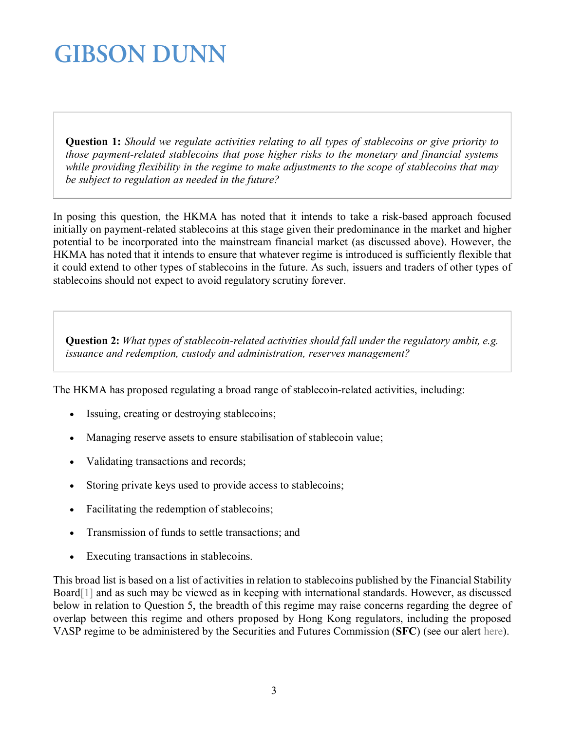**Question 1:** *Should we regulate activities relating to all types of stablecoins or give priority to those payment-related stablecoins that pose higher risks to the monetary and financial systems while providing flexibility in the regime to make adjustments to the scope of stablecoins that may be subject to regulation as needed in the future?*

In posing this question, the HKMA has noted that it intends to take a risk-based approach focused initially on payment-related stablecoins at this stage given their predominance in the market and higher potential to be incorporated into the mainstream financial market (as discussed above). However, the HKMA has noted that it intends to ensure that whatever regime is introduced is sufficiently flexible that it could extend to other types of stablecoins in the future. As such, issuers and traders of other types of stablecoins should not expect to avoid regulatory scrutiny forever.

**Question 2:** *What types of stablecoin-related activities should fall under the regulatory ambit, e.g. issuance and redemption, custody and administration, reserves management?*

The HKMA has proposed regulating a broad range of stablecoin-related activities, including:

- Issuing, creating or destroying stablecoins;
- Managing reserve assets to ensure stabilisation of stablecoin value;
- Validating transactions and records;
- Storing private keys used to provide access to stablecoins;
- Facilitating the redemption of stablecoins;
- Transmission of funds to settle transactions; and
- Executing transactions in stablecoins.

This broad list is based on a list of activities in relation to stablecoins published by the Financial Stability Board[1] and as such may be viewed as in keeping with international standards. However, as discussed below in relation to Question 5, the breadth of this regime may raise concerns regarding the degree of overlap between this regime and others proposed by Hong Kong regulators, including the proposed VASP regime to be administered by the Securities and Futures Commission (**SFC**) (see our alert here).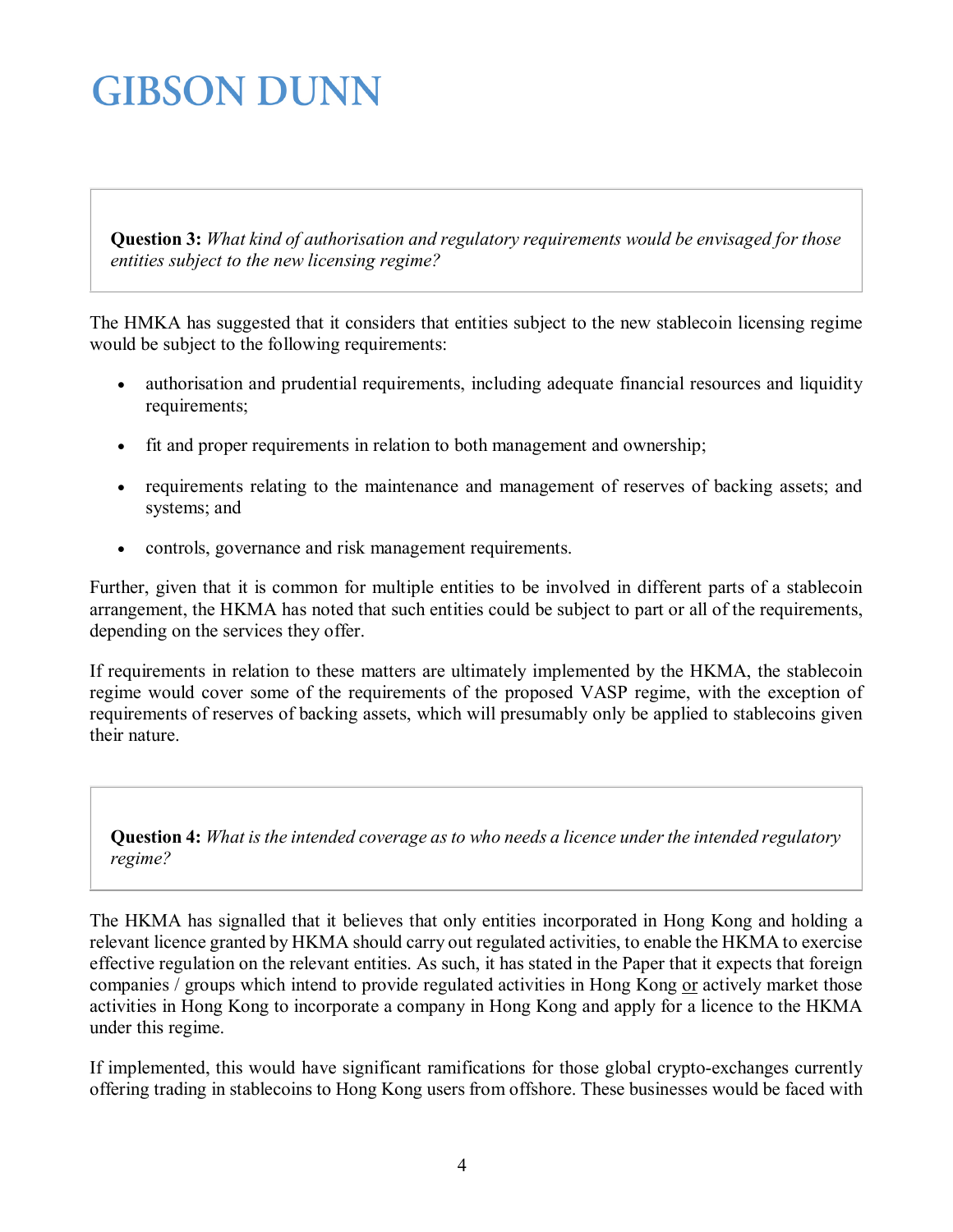**Question 3:** *What kind of authorisation and regulatory requirements would be envisaged for those entities subject to the new licensing regime?*

The HMKA has suggested that it considers that entities subject to the new stablecoin licensing regime would be subject to the following requirements:

- authorisation and prudential requirements, including adequate financial resources and liquidity requirements;
- fit and proper requirements in relation to both management and ownership;
- requirements relating to the maintenance and management of reserves of backing assets; and systems; and
- controls, governance and risk management requirements.

Further, given that it is common for multiple entities to be involved in different parts of a stablecoin arrangement, the HKMA has noted that such entities could be subject to part or all of the requirements, depending on the services they offer.

If requirements in relation to these matters are ultimately implemented by the HKMA, the stablecoin regime would cover some of the requirements of the proposed VASP regime, with the exception of requirements of reserves of backing assets, which will presumably only be applied to stablecoins given their nature.

**Question 4:** *What is the intended coverage as to who needs a licence under the intended regulatory regime?*

The HKMA has signalled that it believes that only entities incorporated in Hong Kong and holding a relevant licence granted by HKMA should carry out regulated activities, to enable the HKMA to exercise effective regulation on the relevant entities. As such, it has stated in the Paper that it expects that foreign companies / groups which intend to provide regulated activities in Hong Kong <u>or</u> actively market those activities in Hong Kong to incorporate a company in Hong Kong and apply for a licence to the HKMA under this regime.

If implemented, this would have significant ramifications for those global crypto-exchanges currently offering trading in stablecoins to Hong Kong users from offshore. These businesses would be faced with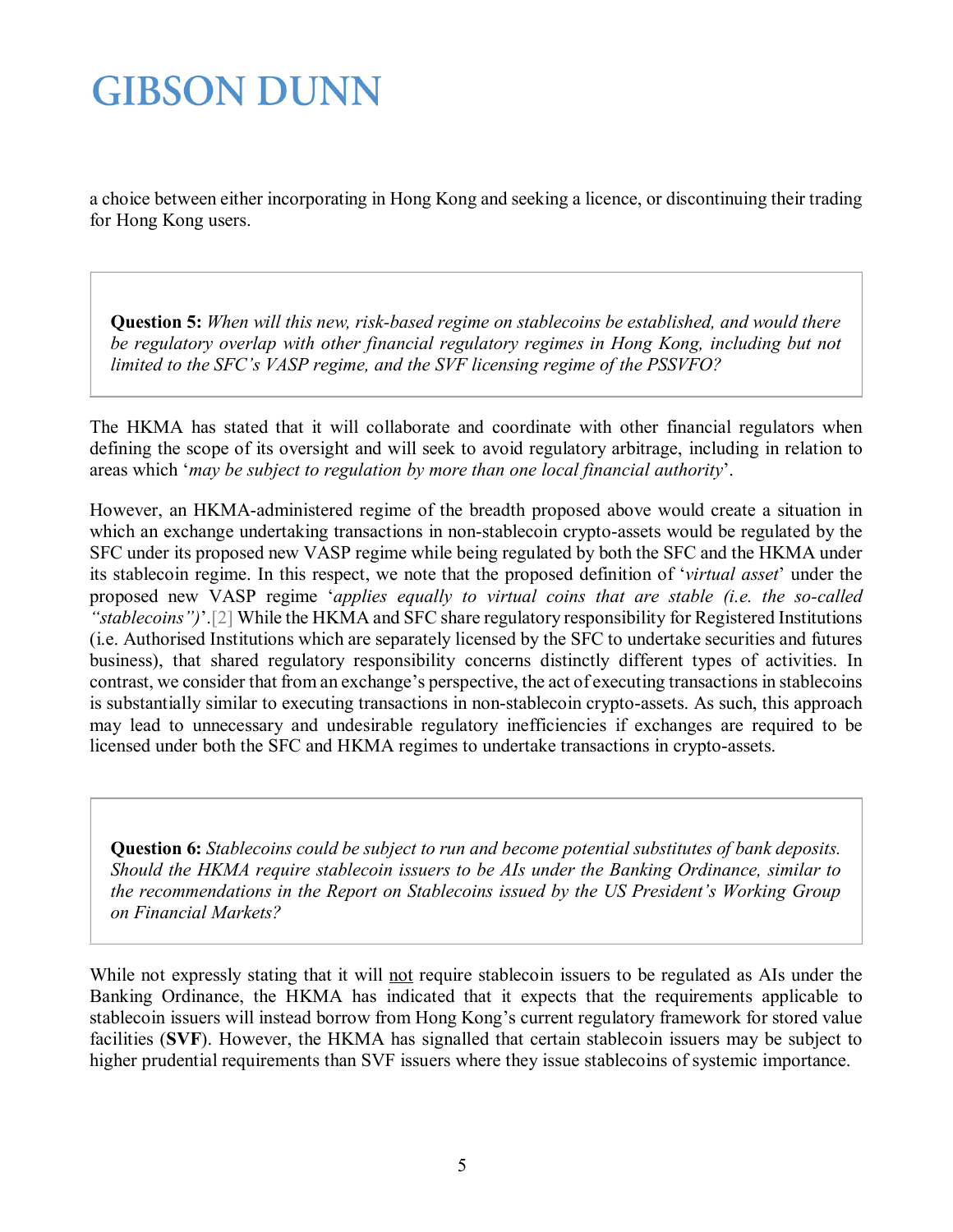a choice between either incorporating in Hong Kong and seeking a licence, or discontinuing their trading for Hong Kong users.

> **Question 5:** *When will this new, risk-based regime on stablecoins be established, and would there be regulatory overlap with other financial regulatory regimes in Hong Kong, including but not limited to the SFC's VASP regime, and the SVF licensing regime of the PSSVFO?*

The HKMA has stated that it will collaborate and coordinate with other financial regulators when defining the scope of its oversight and will seek to avoid regulatory arbitrage, including in relation to areas which '*may be subject to regulation by more than one local financial authority*'.

However, an HKMA-administered regime of the breadth proposed above would create a situation in which an exchange undertaking transactions in non-stablecoin crypto-assets would be regulated by the SFC under its proposed new VASP regime while being regulated by both the SFC and the HKMA under its stablecoin regime. In this respect, we note that the proposed definition of '*virtual asset*' under the proposed new VASP regime '*applies equally to virtual coins that are stable (i.e. the so-called "stablecoins")*'.[2] While the HKMA and SFC share regulatory responsibility for Registered Institutions (i.e. Authorised Institutions which are separately licensed by the SFC to undertake securities and futures business), that shared regulatory responsibility concerns distinctly different types of activities. In contrast, we consider that from an exchange's perspective, the act of executing transactions in stablecoins is substantially similar to executing transactions in non-stablecoin crypto-assets. As such, this approach may lead to unnecessary and undesirable regulatory inefficiencies if exchanges are required to be licensed under both the SFC and HKMA regimes to undertake transactions in crypto-assets.

> **Question 6:** *Stablecoins could be subject to run and become potential substitutes of bank deposits. Should the HKMA require stablecoin issuers to be AIs under the Banking Ordinance, similar to the recommendations in the Report on Stablecoins issued by the US President's Working Group on Financial Markets?*

While not expressly stating that it will <u>not</u> require stablecoin issuers to be regulated as AIs under the Banking Ordinance, the HKMA has indicated that it expects that the requirements applicable to stablecoin issuers will instead borrow from Hong Kong's current regulatory framework for stored value facilities (**SVF**). However, the HKMA has signalled that certain stablecoin issuers may be subject to higher prudential requirements than SVF issuers where they issue stablecoins of systemic importance.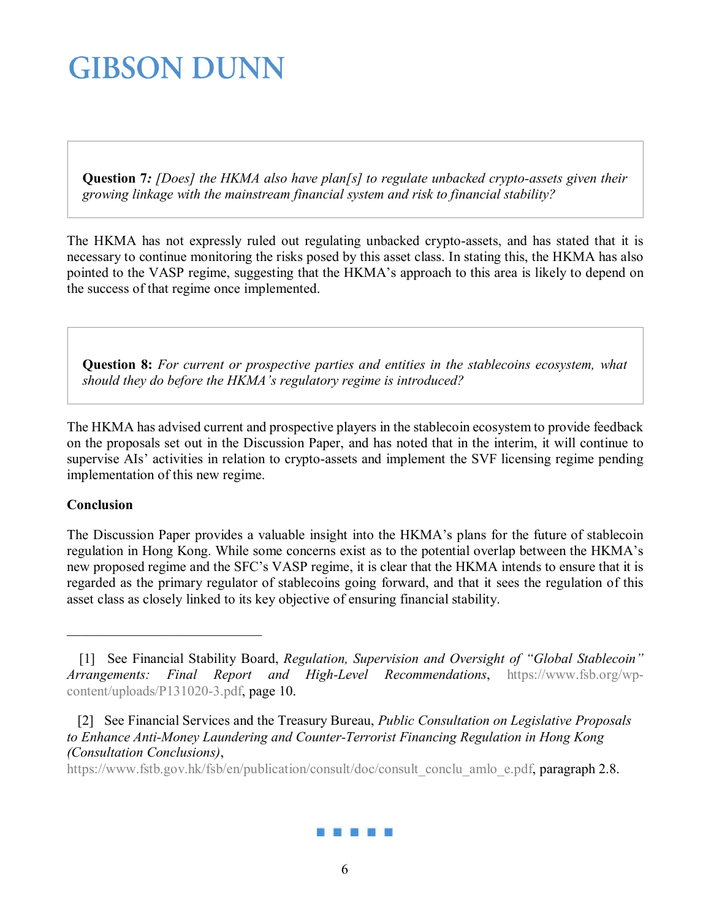**Question 7***: [Does] the HKMA also have plan[s] to regulate unbacked crypto-assets given their growing linkage with the mainstream financial system and risk to financial stability?*

The HKMA has not expressly ruled out regulating unbacked crypto-assets, and has stated that it is necessary to continue monitoring the risks posed by this asset class. In stating this, the HKMA has also pointed to the VASP regime, suggesting that the HKMA's approach to this area is likely to depend on the success of that regime once implemented.

**Question 8:** *For current or prospective parties and entities in the stablecoins ecosystem, what should they do before the HKMA's regulatory regime is introduced?*

The HKMA has advised current and prospective players in the stablecoin ecosystem to provide feedback on the proposals set out in the Discussion Paper, and has noted that in the interim, it will continue to supervise AIs' activities in relation to crypto-assets and implement the SVF licensing regime pending implementation of this new regime.

**Conclusion**

The Discussion Paper provides a valuable insight into the HKMA's plans for the future of stablecoin regulation in Hong Kong. While some concerns exist as to the potential overlap between the HKMA's new proposed regime and the SFC's VASP regime, it is clear that the HKMA intends to ensure that it is regarded as the primary regulator of stablecoins going forward, and that it sees the regulation of this asset class as closely linked to its key objective of ensuring financial stability.

---

[1] See Financial Stability Board, *Regulation, Supervision and Oversight of "Global Stablecoin" Arrangements: Final Report and High-Level Recommendations*, https://www.fsb.org/wp-content/uploads/P131020-3.pdf, page 10.

[2] See Financial Services and the Treasury Bureau, *Public Consultation on Legislative Proposals to Enhance Anti-Money Laundering and Counter-Terrorist Financing Regulation in Hong Kong (Consultation Conclusions)*, https://www.fstb.gov.hk/fsb/en/publication/consult/doc/consult_conclu_amlo_e.pdf, paragraph 2.8.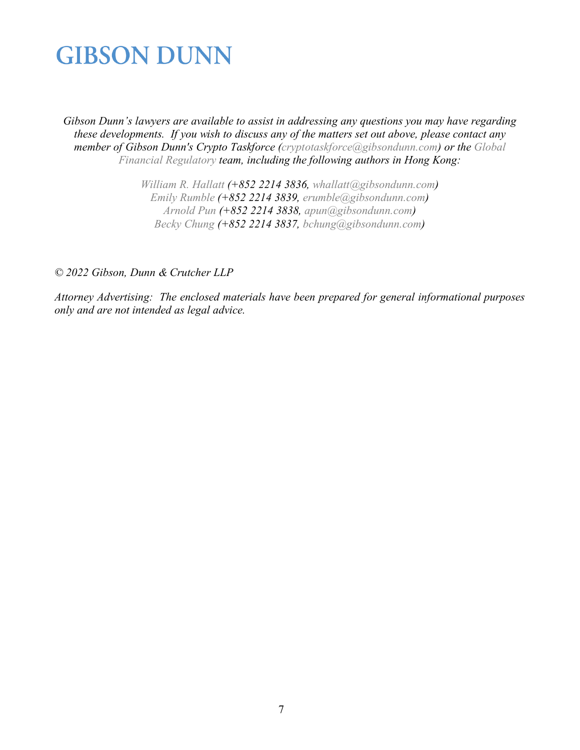# GIBSON DUNN

*Gibson Dunn's lawyers are available to assist in addressing any questions you may have regarding these developments. If you wish to discuss any of the matters set out above, please contact any member of Gibson Dunn's Crypto Taskforce (cryptotaskforce@gibsondunn.com) or the Global Financial Regulatory team, including the following authors in Hong Kong:*

*William R. Hallatt (+852 2214 3836, whallatt@gibsondunn.com)*
*Emily Rumble (+852 2214 3839, erumble@gibsondunn.com)*
*Arnold Pun (+852 2214 3838, apun@gibsondunn.com)*
*Becky Chung (+852 2214 3837, bchung@gibsondunn.com)*

*© 2022 Gibson, Dunn & Crutcher LLP*

*Attorney Advertising: The enclosed materials have been prepared for general informational purposes only and are not intended as legal advice.*